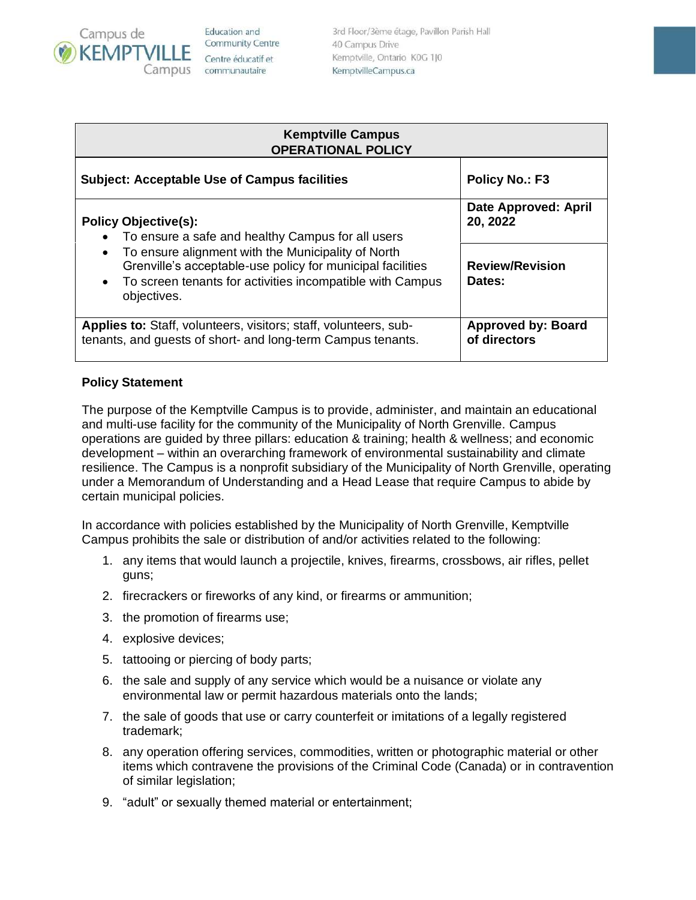Campus de KEMPTVILLE Campus

Education and Community Centre
Centre éducatif et communautaire

3rd Floor/3ème étage, Pavillon Parish Hall
40 Campus Drive
Kemptville, Ontario K0G 1J0
KemptvilleCampus.ca

| Kemptville Campus<br>OPERATIONAL POLICY | |
|---|---|
| **Subject: Acceptable Use of Campus facilities** | **Policy No.: F3** |
| **Policy Objective(s):**<br>• To ensure a safe and healthy Campus for all users<br>• To ensure alignment with the Municipality of North Grenville's acceptable-use policy for municipal facilities<br>• To screen tenants for activities incompatible with Campus objectives. | **Date Approved: April 20, 2022**<br><br>**Review/Revision Dates:** |
| **Applies to:** Staff, volunteers, visitors; staff, volunteers, sub-tenants, and guests of short- and long-term Campus tenants. | **Approved by: Board of directors** |

**Policy Statement**

The purpose of the Kemptville Campus is to provide, administer, and maintain an educational and multi-use facility for the community of the Municipality of North Grenville. Campus operations are guided by three pillars: education & training; health & wellness; and economic development – within an overarching framework of environmental sustainability and climate resilience. The Campus is a nonprofit subsidiary of the Municipality of North Grenville, operating under a Memorandum of Understanding and a Head Lease that require Campus to abide by certain municipal policies.

In accordance with policies established by the Municipality of North Grenville, Kemptville Campus prohibits the sale or distribution of and/or activities related to the following:

1. any items that would launch a projectile, knives, firearms, crossbows, air rifles, pellet guns;
2. firecrackers or fireworks of any kind, or firearms or ammunition;
3. the promotion of firearms use;
4. explosive devices;
5. tattooing or piercing of body parts;
6. the sale and supply of any service which would be a nuisance or violate any environmental law or permit hazardous materials onto the lands;
7. the sale of goods that use or carry counterfeit or imitations of a legally registered trademark;
8. any operation offering services, commodities, written or photographic material or other items which contravene the provisions of the Criminal Code (Canada) or in contravention of similar legislation;
9. "adult" or sexually themed material or entertainment;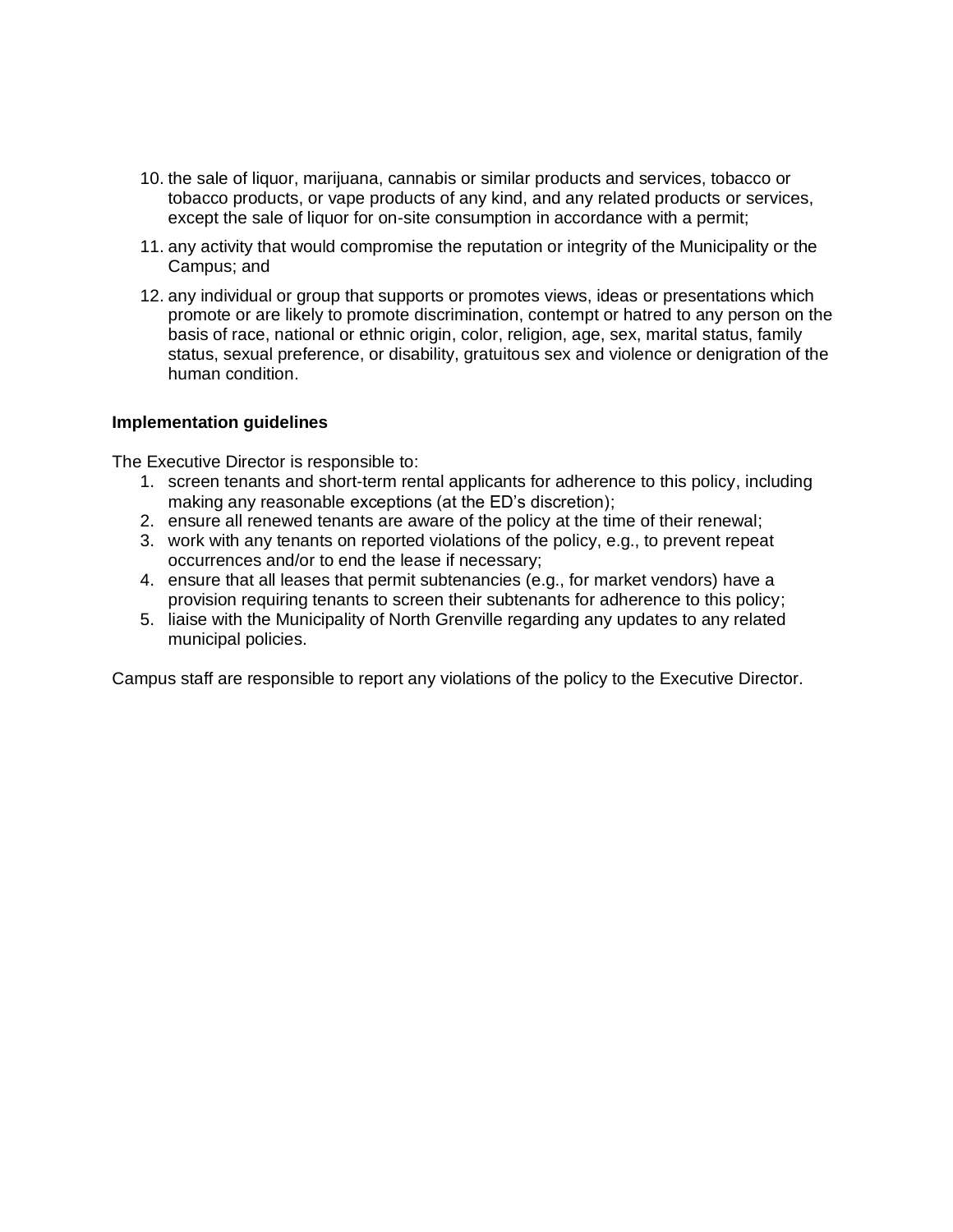10. the sale of liquor, marijuana, cannabis or similar products and services, tobacco or tobacco products, or vape products of any kind, and any related products or services, except the sale of liquor for on-site consumption in accordance with a permit;
11. any activity that would compromise the reputation or integrity of the Municipality or the Campus; and
12. any individual or group that supports or promotes views, ideas or presentations which promote or are likely to promote discrimination, contempt or hatred to any person on the basis of race, national or ethnic origin, color, religion, age, sex, marital status, family status, sexual preference, or disability, gratuitous sex and violence or denigration of the human condition.

**Implementation guidelines**

The Executive Director is responsible to:

1. screen tenants and short-term rental applicants for adherence to this policy, including making any reasonable exceptions (at the ED's discretion);
2. ensure all renewed tenants are aware of the policy at the time of their renewal;
3. work with any tenants on reported violations of the policy, e.g., to prevent repeat occurrences and/or to end the lease if necessary;
4. ensure that all leases that permit subtenancies (e.g., for market vendors) have a provision requiring tenants to screen their subtenants for adherence to this policy;
5. liaise with the Municipality of North Grenville regarding any updates to any related municipal policies.

Campus staff are responsible to report any violations of the policy to the Executive Director.